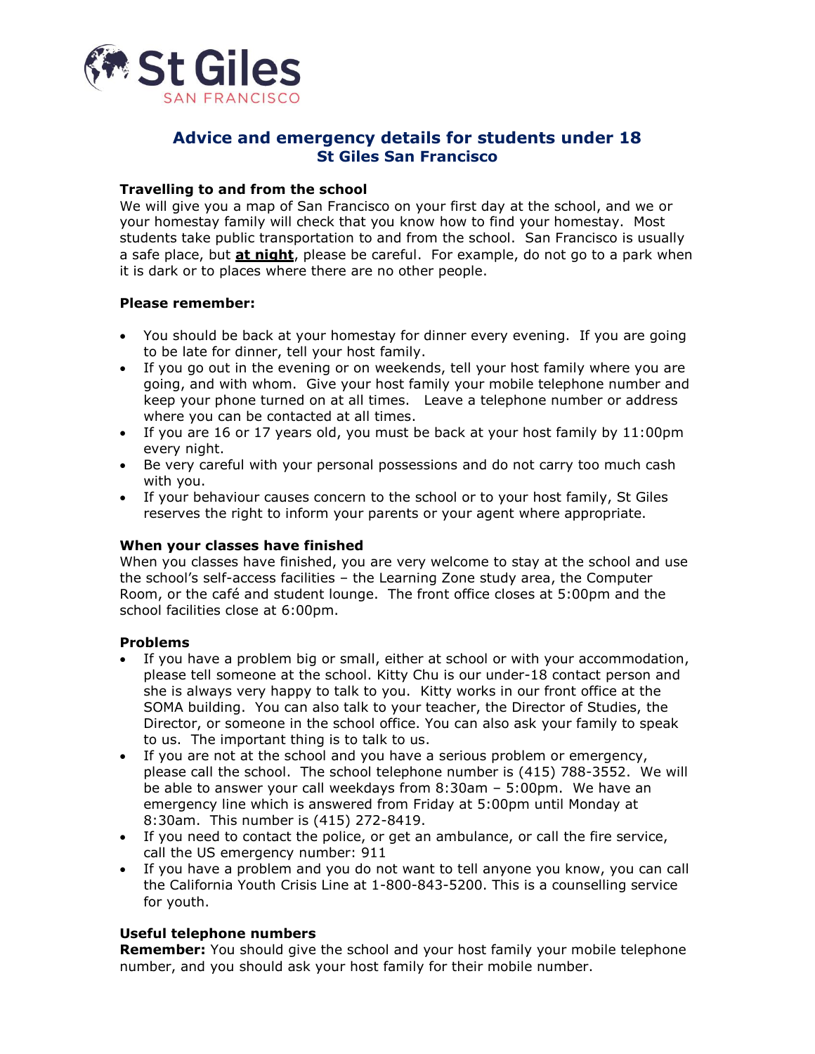St Giles SAN FRANCISCO

# Advice and emergency details for students under 18
## St Giles San Francisco

### Travelling to and from the school

We will give you a map of San Francisco on your first day at the school, and we or your homestay family will check that you know how to find your homestay. Most students take public transportation to and from the school. San Francisco is usually a safe place, but **at night**, please be careful. For example, do not go to a park when it is dark or to places where there are no other people.

### Please remember:

- You should be back at your homestay for dinner every evening. If you are going to be late for dinner, tell your host family.
- If you go out in the evening or on weekends, tell your host family where you are going, and with whom. Give your host family your mobile telephone number and keep your phone turned on at all times. Leave a telephone number or address where you can be contacted at all times.
- If you are 16 or 17 years old, you must be back at your host family by 11:00pm every night.
- Be very careful with your personal possessions and do not carry too much cash with you.
- If your behaviour causes concern to the school or to your host family, St Giles reserves the right to inform your parents or your agent where appropriate.

### When your classes have finished

When you classes have finished, you are very welcome to stay at the school and use the school's self-access facilities – the Learning Zone study area, the Computer Room, or the café and student lounge. The front office closes at 5:00pm and the school facilities close at 6:00pm.

### Problems

- If you have a problem big or small, either at school or with your accommodation, please tell someone at the school. Kitty Chu is our under-18 contact person and she is always very happy to talk to you. Kitty works in our front office at the SOMA building. You can also talk to your teacher, the Director of Studies, the Director, or someone in the school office. You can also ask your family to speak to us. The important thing is to talk to us.
- If you are not at the school and you have a serious problem or emergency, please call the school. The school telephone number is (415) 788-3552. We will be able to answer your call weekdays from 8:30am – 5:00pm. We have an emergency line which is answered from Friday at 5:00pm until Monday at 8:30am. This number is (415) 272-8419.
- If you need to contact the police, or get an ambulance, or call the fire service, call the US emergency number: 911
- If you have a problem and you do not want to tell anyone you know, you can call the California Youth Crisis Line at 1-800-843-5200. This is a counselling service for youth.

### Useful telephone numbers

**Remember:** You should give the school and your host family your mobile telephone number, and you should ask your host family for their mobile number.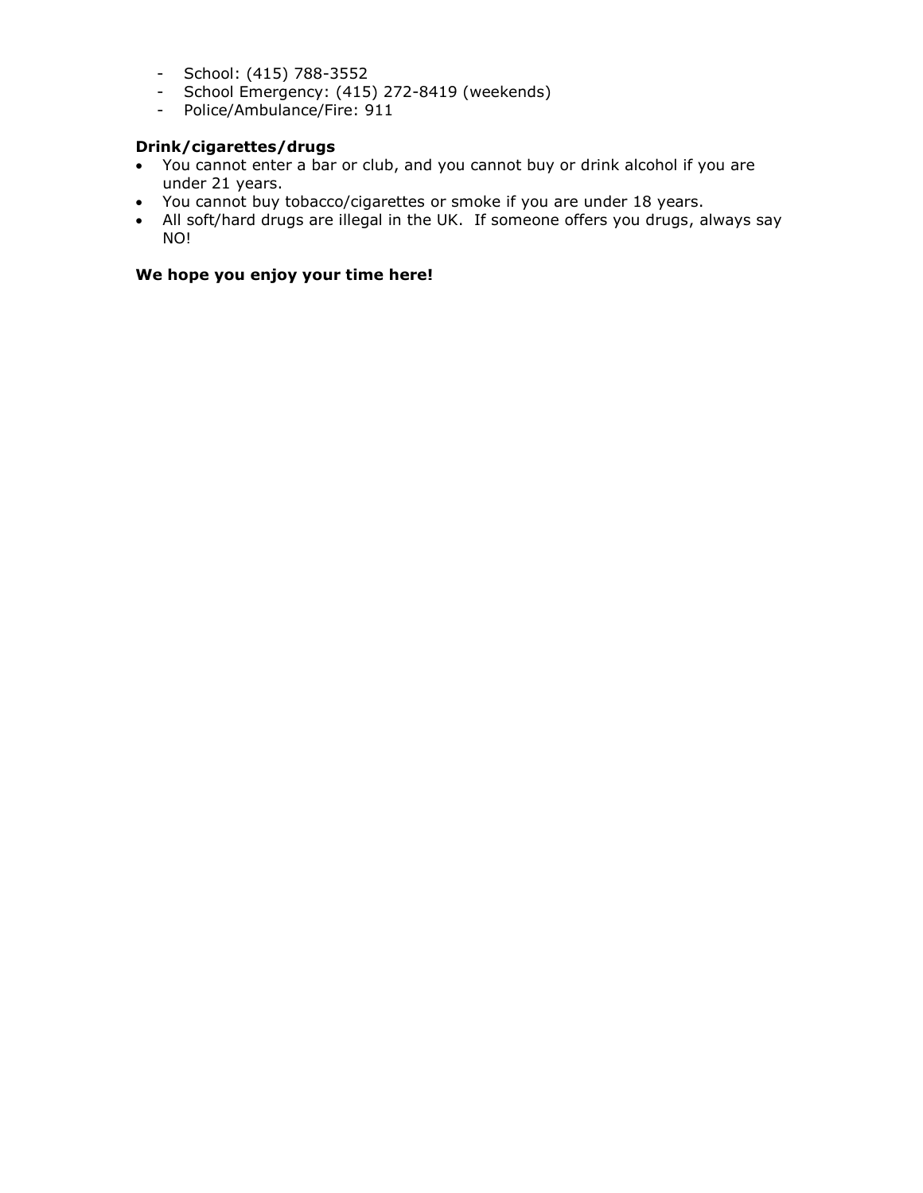- School: (415) 788-3552
- School Emergency: (415) 272-8419 (weekends)
- Police/Ambulance/Fire: 911

**Drink/cigarettes/drugs**

- You cannot enter a bar or club, and you cannot buy or drink alcohol if you are under 21 years.
- You cannot buy tobacco/cigarettes or smoke if you are under 18 years.
- All soft/hard drugs are illegal in the UK. If someone offers you drugs, always say NO!

**We hope you enjoy your time here!**